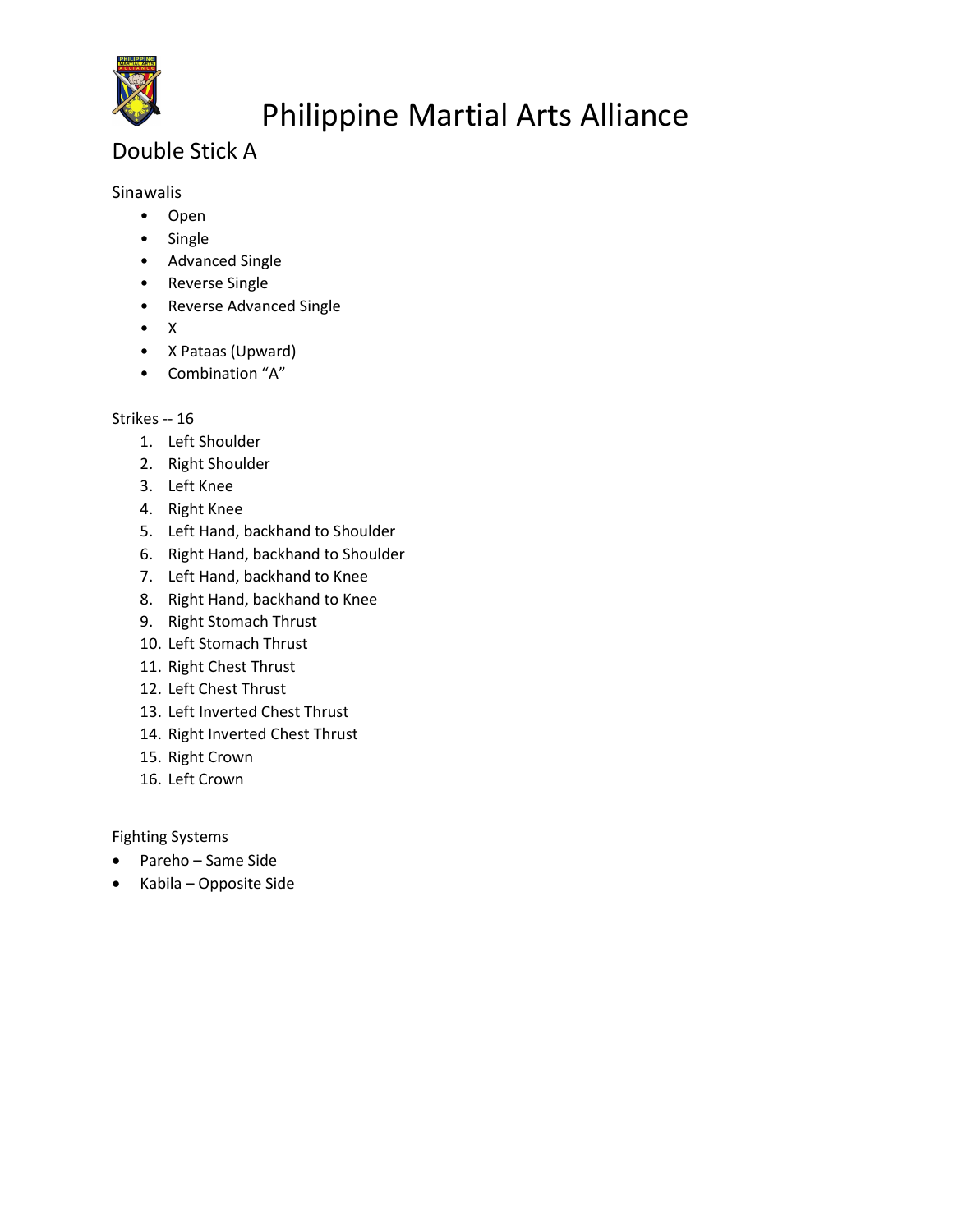# Philippine Martial Arts Alliance

## Double Stick A

Sinawalis

- Open
- Single
- Advanced Single
- Reverse Single
- Reverse Advanced Single
- X
- X Pataas (Upward)
- Combination "A"

Strikes -- 16

1. Left Shoulder
2. Right Shoulder
3. Left Knee
4. Right Knee
5. Left Hand, backhand to Shoulder
6. Right Hand, backhand to Shoulder
7. Left Hand, backhand to Knee
8. Right Hand, backhand to Knee
9. Right Stomach Thrust
10. Left Stomach Thrust
11. Right Chest Thrust
12. Left Chest Thrust
13. Left Inverted Chest Thrust
14. Right Inverted Chest Thrust
15. Right Crown
16. Left Crown

Fighting Systems

- Pareho – Same Side
- Kabila – Opposite Side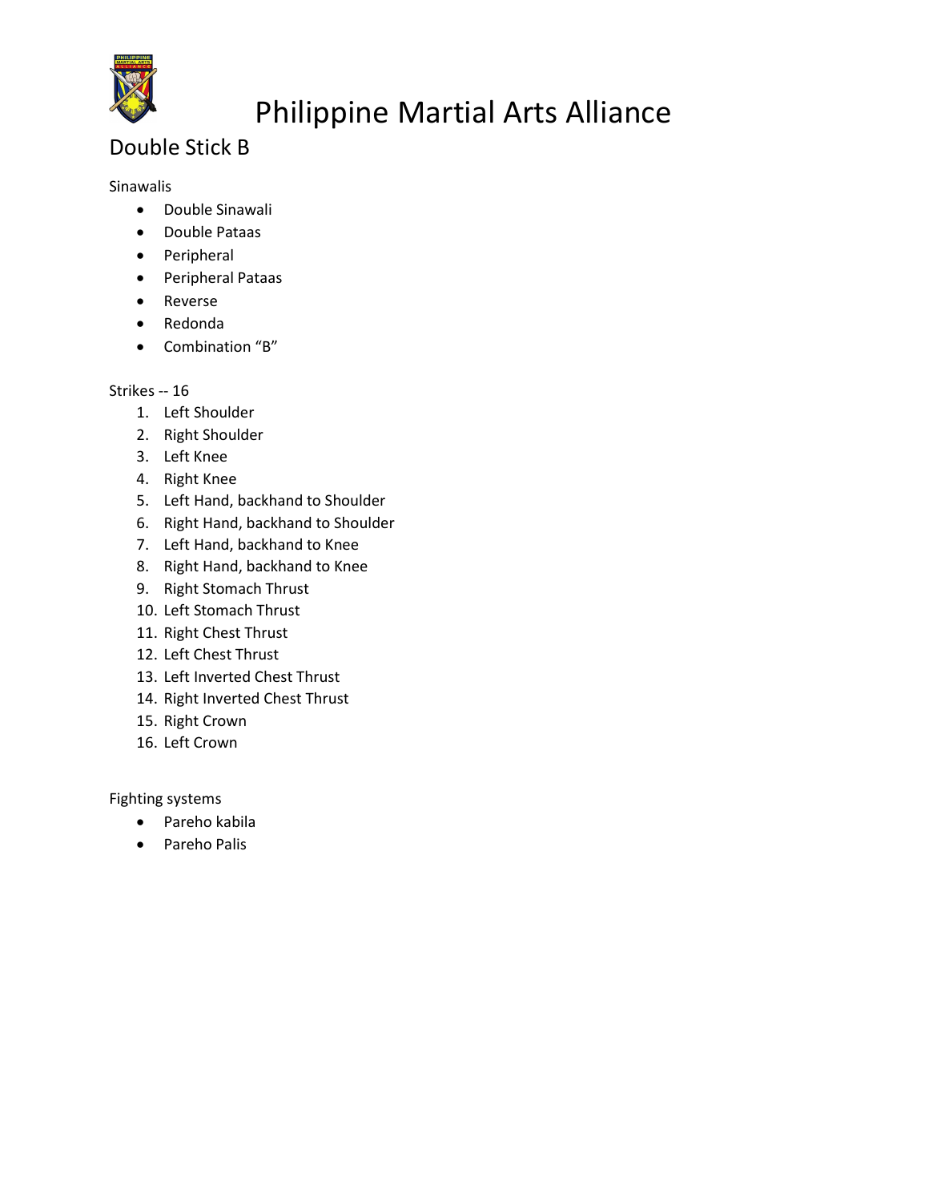# Philippine Martial Arts Alliance

## Double Stick B

Sinawalis

- Double Sinawali
- Double Pataas
- Peripheral
- Peripheral Pataas
- Reverse
- Redonda
- Combination "B"

Strikes -- 16

1. Left Shoulder
2. Right Shoulder
3. Left Knee
4. Right Knee
5. Left Hand, backhand to Shoulder
6. Right Hand, backhand to Shoulder
7. Left Hand, backhand to Knee
8. Right Hand, backhand to Knee
9. Right Stomach Thrust
10. Left Stomach Thrust
11. Right Chest Thrust
12. Left Chest Thrust
13. Left Inverted Chest Thrust
14. Right Inverted Chest Thrust
15. Right Crown
16. Left Crown

Fighting systems

- Pareho kabila
- Pareho Palis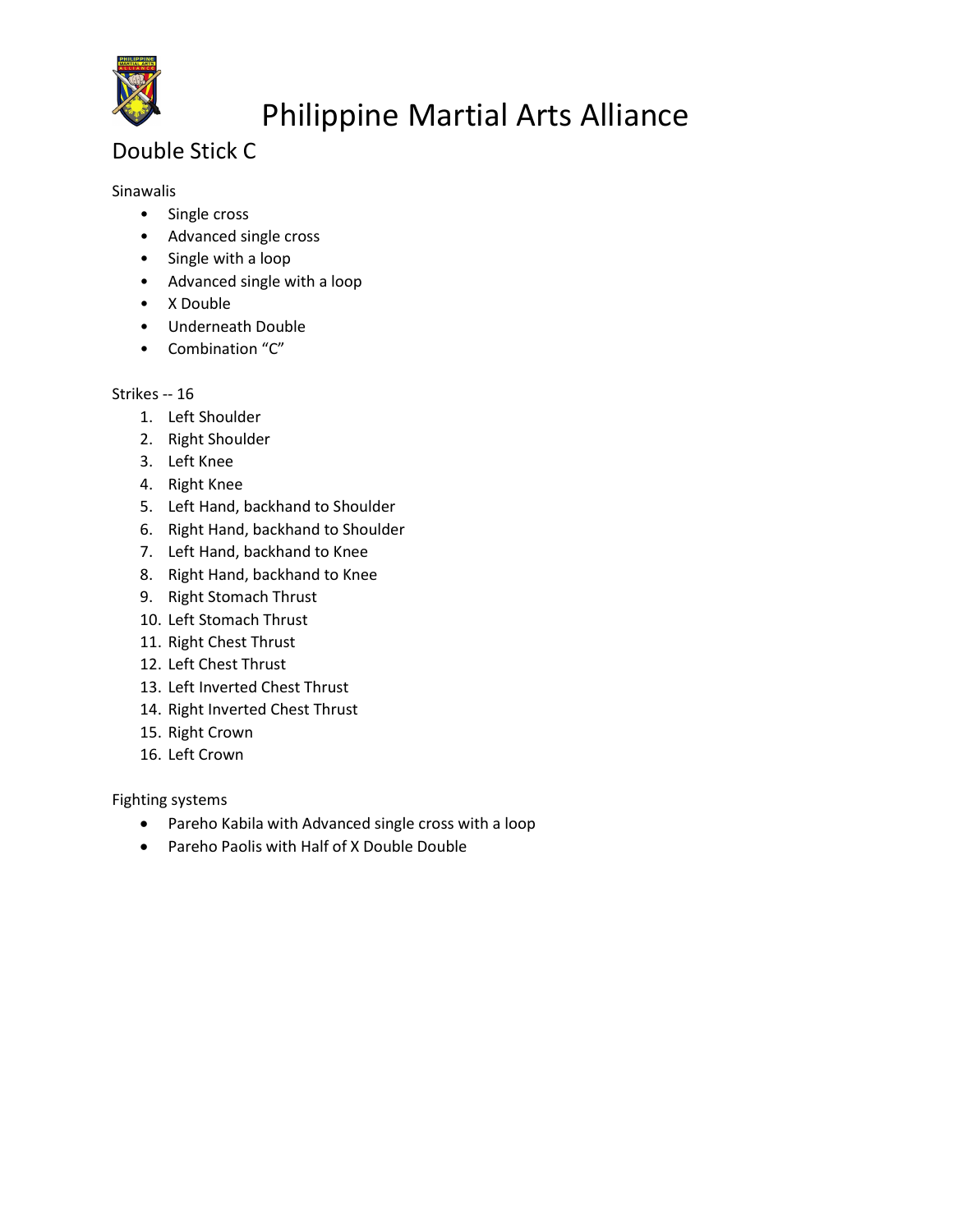# Philippine Martial Arts Alliance

## Double Stick C

Sinawalis

- Single cross
- Advanced single cross
- Single with a loop
- Advanced single with a loop
- X Double
- Underneath Double
- Combination "C"

Strikes -- 16

1. Left Shoulder
2. Right Shoulder
3. Left Knee
4. Right Knee
5. Left Hand, backhand to Shoulder
6. Right Hand, backhand to Shoulder
7. Left Hand, backhand to Knee
8. Right Hand, backhand to Knee
9. Right Stomach Thrust
10. Left Stomach Thrust
11. Right Chest Thrust
12. Left Chest Thrust
13. Left Inverted Chest Thrust
14. Right Inverted Chest Thrust
15. Right Crown
16. Left Crown

Fighting systems

- Pareho Kabila with Advanced single cross with a loop
- Pareho Paolis with Half of X Double Double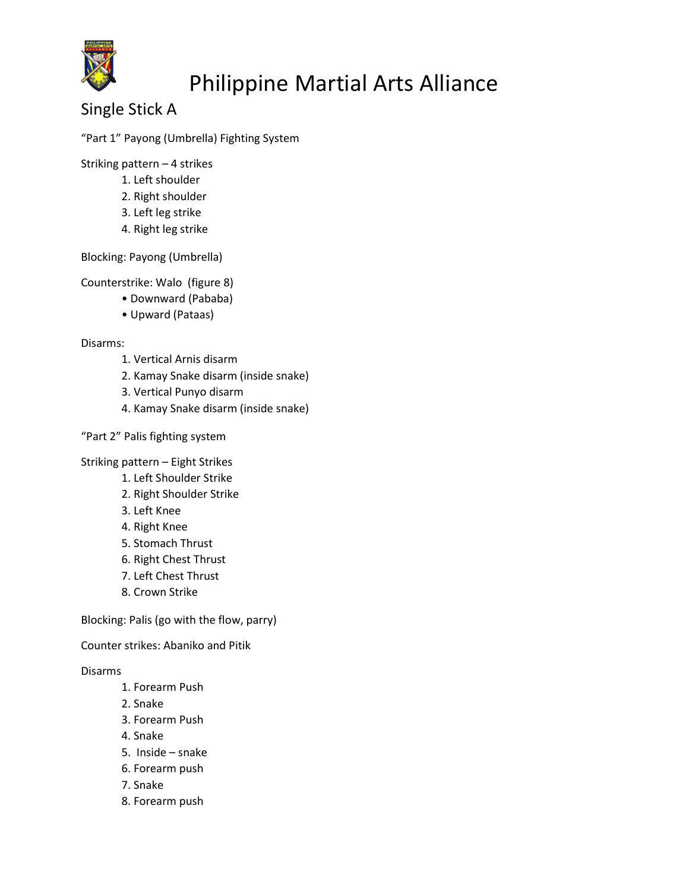# Philippine Martial Arts Alliance

## Single Stick A

"Part 1" Payong (Umbrella) Fighting System

Striking pattern – 4 strikes

1. Left shoulder
2. Right shoulder
3. Left leg strike
4. Right leg strike

Blocking: Payong (Umbrella)

Counterstrike: Walo (figure 8)

- Downward (Pababa)
- Upward (Pataas)

Disarms:

1. Vertical Arnis disarm
2. Kamay Snake disarm (inside snake)
3. Vertical Punyo disarm
4. Kamay Snake disarm (inside snake)

"Part 2" Palis fighting system

Striking pattern – Eight Strikes

1. Left Shoulder Strike
2. Right Shoulder Strike
3. Left Knee
4. Right Knee
5. Stomach Thrust
6. Right Chest Thrust
7. Left Chest Thrust
8. Crown Strike

Blocking: Palis (go with the flow, parry)

Counter strikes: Abaniko and Pitik

Disarms

1. Forearm Push
2. Snake
3. Forearm Push
4. Snake
5. Inside – snake
6. Forearm push
7. Snake
8. Forearm push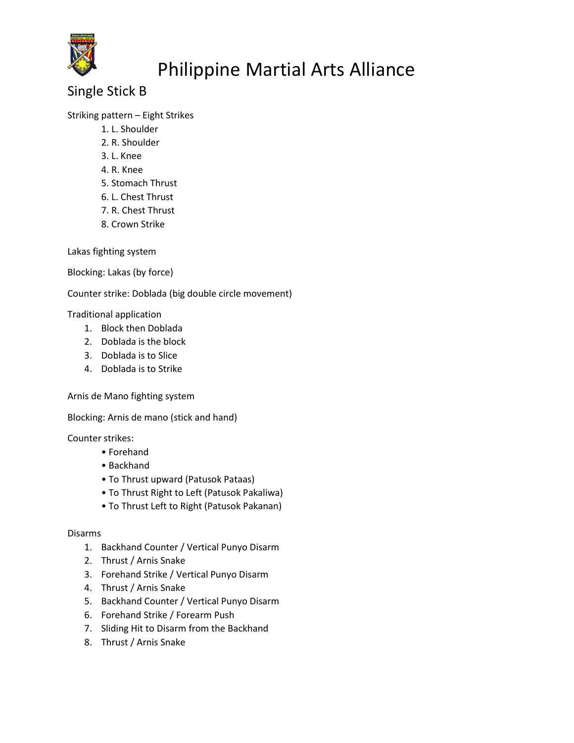# Philippine Martial Arts Alliance

## Single Stick B

Striking pattern – Eight Strikes

1. L. Shoulder
2. R. Shoulder
3. L. Knee
4. R. Knee
5. Stomach Thrust
6. L. Chest Thrust
7. R. Chest Thrust
8. Crown Strike

Lakas fighting system

Blocking: Lakas (by force)

Counter strike: Doblada (big double circle movement)

Traditional application

1. Block then Doblada
2. Doblada is the block
3. Doblada is to Slice
4. Doblada is to Strike

Arnis de Mano fighting system

Blocking: Arnis de mano (stick and hand)

Counter strikes:

- Forehand
- Backhand
- To Thrust upward (Patusok Pataas)
- To Thrust Right to Left (Patusok Pakaliwa)
- To Thrust Left to Right (Patusok Pakanan)

Disarms

1. Backhand Counter / Vertical Punyo Disarm
2. Thrust / Arnis Snake
3. Forehand Strike / Vertical Punyo Disarm
4. Thrust / Arnis Snake
5. Backhand Counter / Vertical Punyo Disarm
6. Forehand Strike / Forearm Push
7. Sliding Hit to Disarm from the Backhand
8. Thrust / Arnis Snake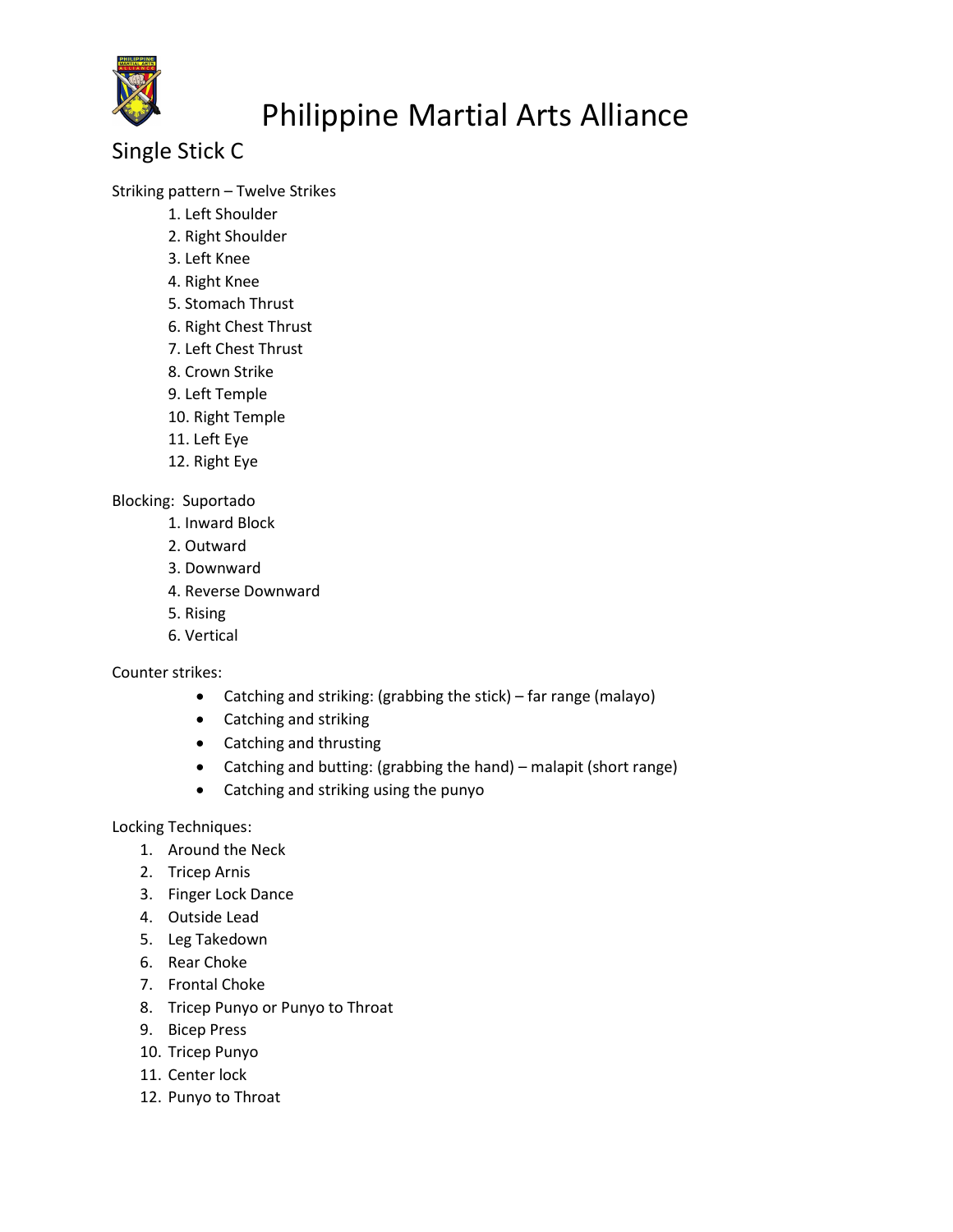# Philippine Martial Arts Alliance

## Single Stick C

Striking pattern – Twelve Strikes

1. Left Shoulder
2. Right Shoulder
3. Left Knee
4. Right Knee
5. Stomach Thrust
6. Right Chest Thrust
7. Left Chest Thrust
8. Crown Strike
9. Left Temple
10. Right Temple
11. Left Eye
12. Right Eye

Blocking: Suportado

1. Inward Block
2. Outward
3. Downward
4. Reverse Downward
5. Rising
6. Vertical

Counter strikes:

- Catching and striking: (grabbing the stick) – far range (malayo)
- Catching and striking
- Catching and thrusting
- Catching and butting: (grabbing the hand) – malapit (short range)
- Catching and striking using the punyo

Locking Techniques:

1. Around the Neck
2. Tricep Arnis
3. Finger Lock Dance
4. Outside Lead
5. Leg Takedown
6. Rear Choke
7. Frontal Choke
8. Tricep Punyo or Punyo to Throat
9. Bicep Press
10. Tricep Punyo
11. Center lock
12. Punyo to Throat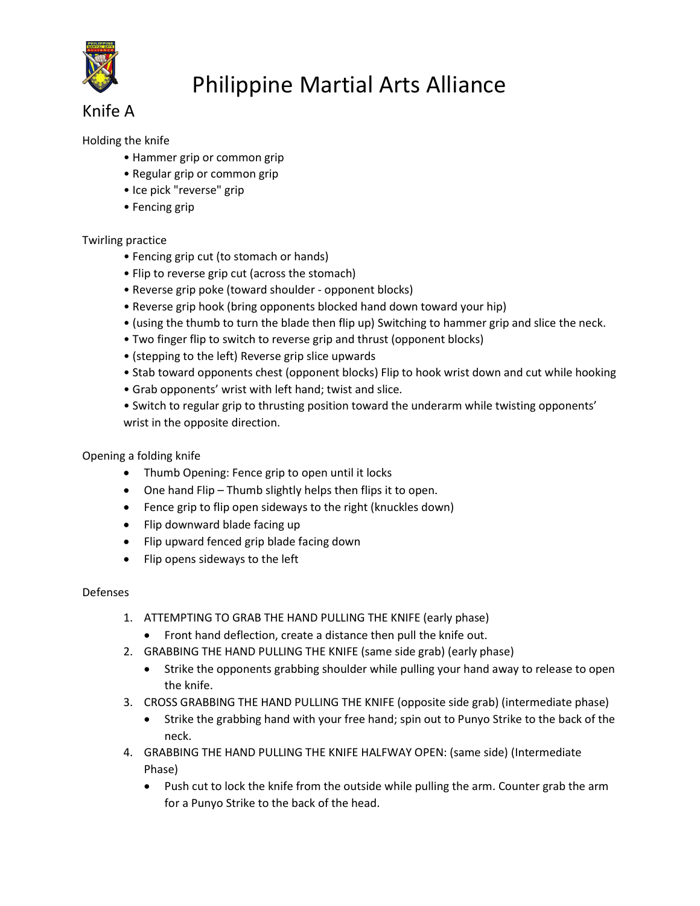# Philippine Martial Arts Alliance

## Knife A

Holding the knife

- Hammer grip or common grip
- Regular grip or common grip
- Ice pick "reverse" grip
- Fencing grip

Twirling practice

- Fencing grip cut (to stomach or hands)
- Flip to reverse grip cut (across the stomach)
- Reverse grip poke (toward shoulder - opponent blocks)
- Reverse grip hook (bring opponents blocked hand down toward your hip)
- (using the thumb to turn the blade then flip up) Switching to hammer grip and slice the neck.
- Two finger flip to switch to reverse grip and thrust (opponent blocks)
- (stepping to the left) Reverse grip slice upwards
- Stab toward opponents chest (opponent blocks) Flip to hook wrist down and cut while hooking
- Grab opponents' wrist with left hand; twist and slice.
- Switch to regular grip to thrusting position toward the underarm while twisting opponents' wrist in the opposite direction.

Opening a folding knife

- Thumb Opening: Fence grip to open until it locks
- One hand Flip – Thumb slightly helps then flips it to open.
- Fence grip to flip open sideways to the right (knuckles down)
- Flip downward blade facing up
- Flip upward fenced grip blade facing down
- Flip opens sideways to the left

Defenses

1. ATTEMPTING TO GRAB THE HAND PULLING THE KNIFE (early phase)
   - Front hand deflection, create a distance then pull the knife out.
2. GRABBING THE HAND PULLING THE KNIFE (same side grab) (early phase)
   - Strike the opponents grabbing shoulder while pulling your hand away to release to open the knife.
3. CROSS GRABBING THE HAND PULLING THE KNIFE (opposite side grab) (intermediate phase)
   - Strike the grabbing hand with your free hand; spin out to Punyo Strike to the back of the neck.
4. GRABBING THE HAND PULLING THE KNIFE HALFWAY OPEN: (same side) (Intermediate Phase)
   - Push cut to lock the knife from the outside while pulling the arm. Counter grab the arm for a Punyo Strike to the back of the head.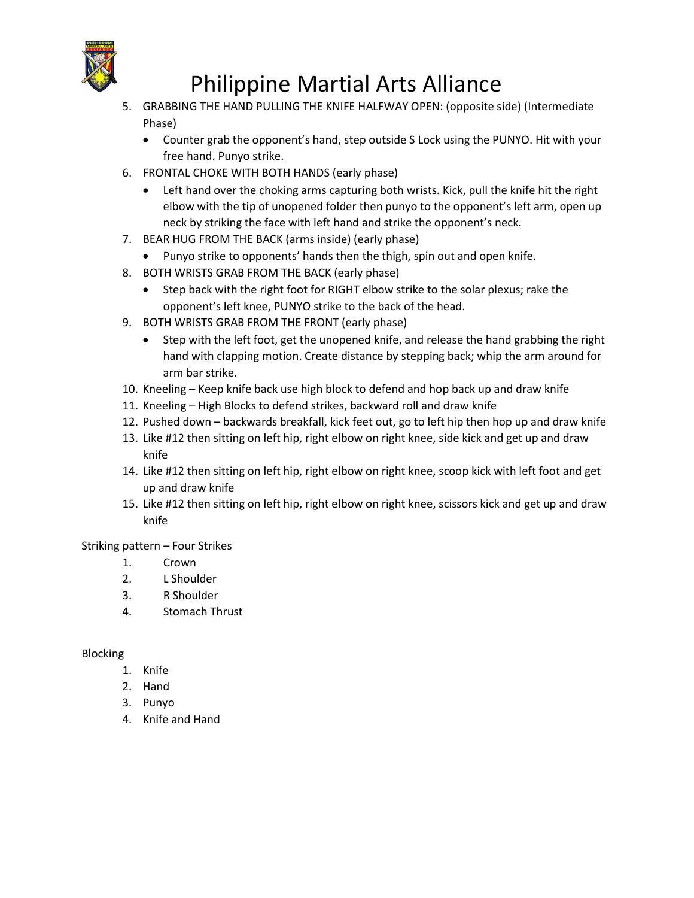5. GRABBING THE HAND PULLING THE KNIFE HALFWAY OPEN: (opposite side) (Intermediate Phase)
   - Counter grab the opponent's hand, step outside S Lock using the PUNYO. Hit with your free hand. Punyo strike.
6. FRONTAL CHOKE WITH BOTH HANDS (early phase)
   - Left hand over the choking arms capturing both wrists. Kick, pull the knife hit the right elbow with the tip of unopened folder then punyo to the opponent's left arm, open up neck by striking the face with left hand and strike the opponent's neck.
7. BEAR HUG FROM THE BACK (arms inside) (early phase)
   - Punyo strike to opponents' hands then the thigh, spin out and open knife.
8. BOTH WRISTS GRAB FROM THE BACK (early phase)
   - Step back with the right foot for RIGHT elbow strike to the solar plexus; rake the opponent's left knee, PUNYO strike to the back of the head.
9. BOTH WRISTS GRAB FROM THE FRONT (early phase)
   - Step with the left foot, get the unopened knife, and release the hand grabbing the right hand with clapping motion. Create distance by stepping back; whip the arm around for arm bar strike.
10. Kneeling – Keep knife back use high block to defend and hop back up and draw knife
11. Kneeling – High Blocks to defend strikes, backward roll and draw knife
12. Pushed down – backwards breakfall, kick feet out, go to left hip then hop up and draw knife
13. Like #12 then sitting on left hip, right elbow on right knee, side kick and get up and draw knife
14. Like #12 then sitting on left hip, right elbow on right knee, scoop kick with left foot and get up and draw knife
15. Like #12 then sitting on left hip, right elbow on right knee, scissors kick and get up and draw knife

Striking pattern – Four Strikes

1. Crown
2. L Shoulder
3. R Shoulder
4. Stomach Thrust

Blocking

1. Knife
2. Hand
3. Punyo
4. Knife and Hand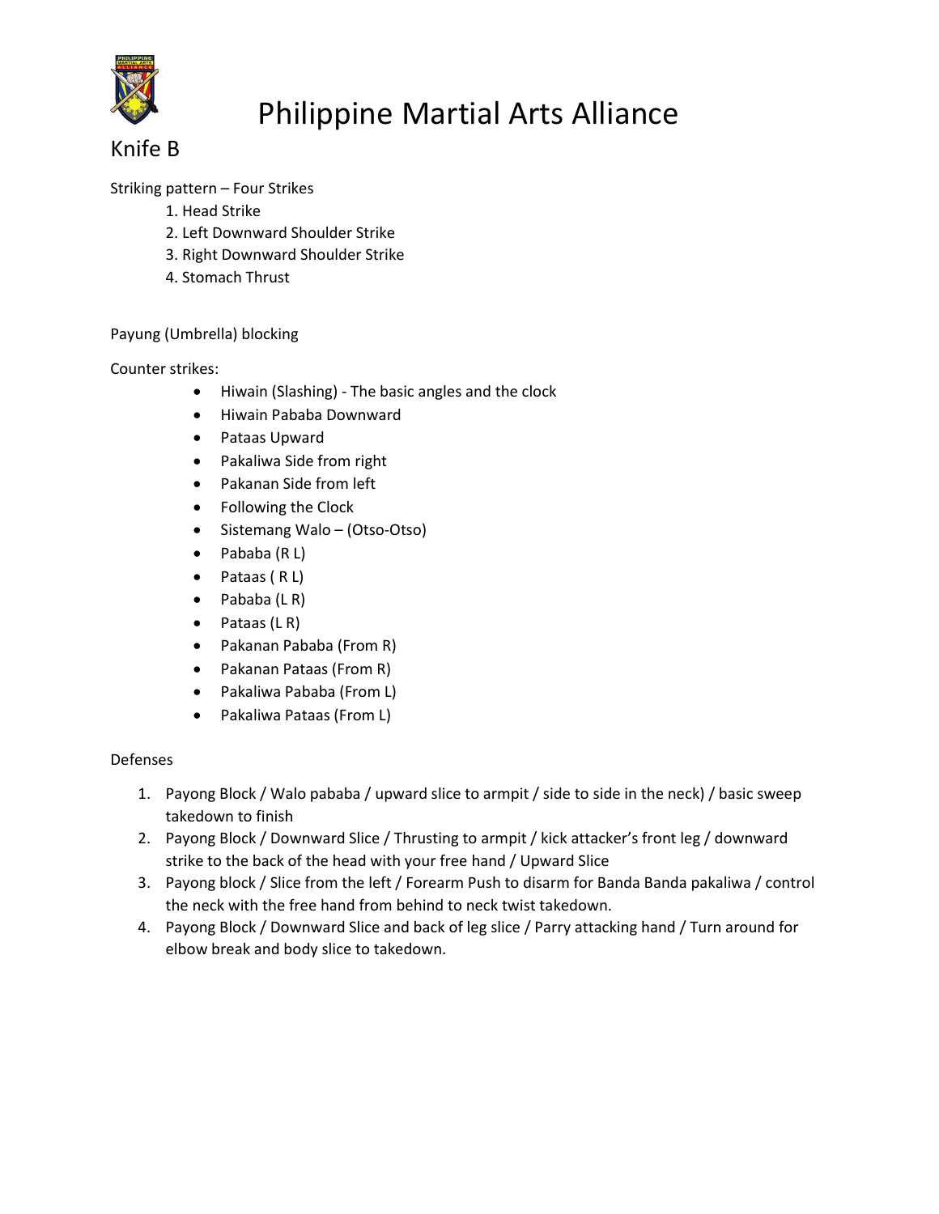# Philippine Martial Arts Alliance

## Knife B

Striking pattern – Four Strikes

1. Head Strike
2. Left Downward Shoulder Strike
3. Right Downward Shoulder Strike
4. Stomach Thrust

Payung (Umbrella) blocking

Counter strikes:

- Hiwain (Slashing) - The basic angles and the clock
- Hiwain Pababa Downward
- Pataas Upward
- Pakaliwa Side from right
- Pakanan Side from left
- Following the Clock
- Sistemang Walo – (Otso-Otso)
- Pababa (R L)
- Pataas ( R L)
- Pababa (L R)
- Pataas (L R)
- Pakanan Pababa (From R)
- Pakanan Pataas (From R)
- Pakaliwa Pababa (From L)
- Pakaliwa Pataas (From L)

Defenses

1. Payong Block / Walo pababa / upward slice to armpit / side to side in the neck) / basic sweep takedown to finish
2. Payong Block / Downward Slice / Thrusting to armpit / kick attacker's front leg / downward strike to the back of the head with your free hand / Upward Slice
3. Payong block / Slice from the left / Forearm Push to disarm for Banda Banda pakaliwa / control the neck with the free hand from behind to neck twist takedown.
4. Payong Block / Downward Slice and back of leg slice / Parry attacking hand / Turn around for elbow break and body slice to takedown.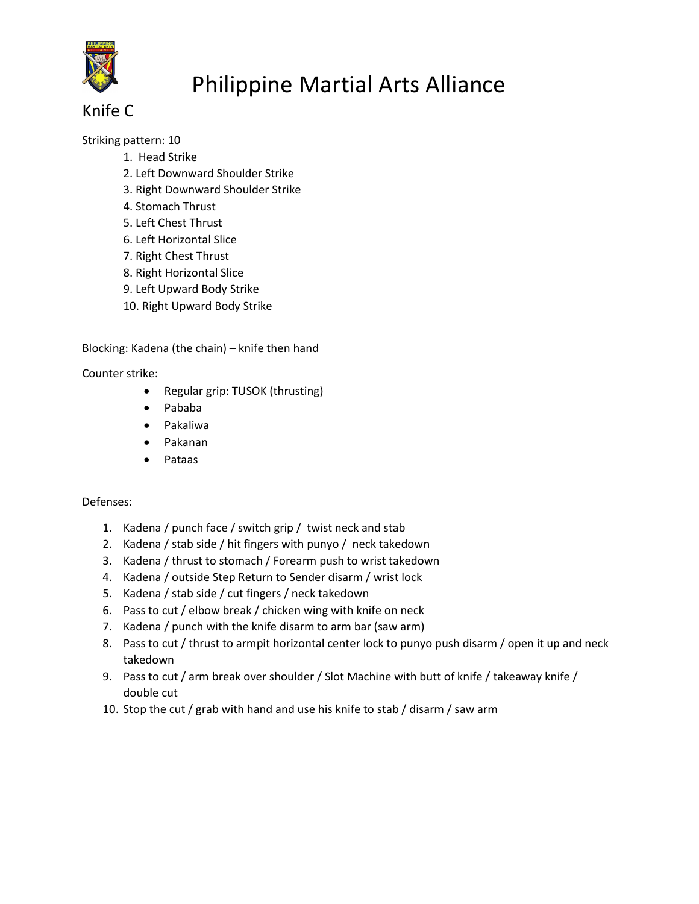# Philippine Martial Arts Alliance

## Knife C

Striking pattern: 10

1. Head Strike
2. Left Downward Shoulder Strike
3. Right Downward Shoulder Strike
4. Stomach Thrust
5. Left Chest Thrust
6. Left Horizontal Slice
7. Right Chest Thrust
8. Right Horizontal Slice
9. Left Upward Body Strike
10. Right Upward Body Strike

Blocking: Kadena (the chain) – knife then hand

Counter strike:

- Regular grip: TUSOK (thrusting)
- Pababa
- Pakaliwa
- Pakanan
- Pataas

Defenses:

1. Kadena / punch face / switch grip / twist neck and stab
2. Kadena / stab side / hit fingers with punyo / neck takedown
3. Kadena / thrust to stomach / Forearm push to wrist takedown
4. Kadena / outside Step Return to Sender disarm / wrist lock
5. Kadena / stab side / cut fingers / neck takedown
6. Pass to cut / elbow break / chicken wing with knife on neck
7. Kadena / punch with the knife disarm to arm bar (saw arm)
8. Pass to cut / thrust to armpit horizontal center lock to punyo push disarm / open it up and neck takedown
9. Pass to cut / arm break over shoulder / Slot Machine with butt of knife / takeaway knife / double cut
10. Stop the cut / grab with hand and use his knife to stab / disarm / saw arm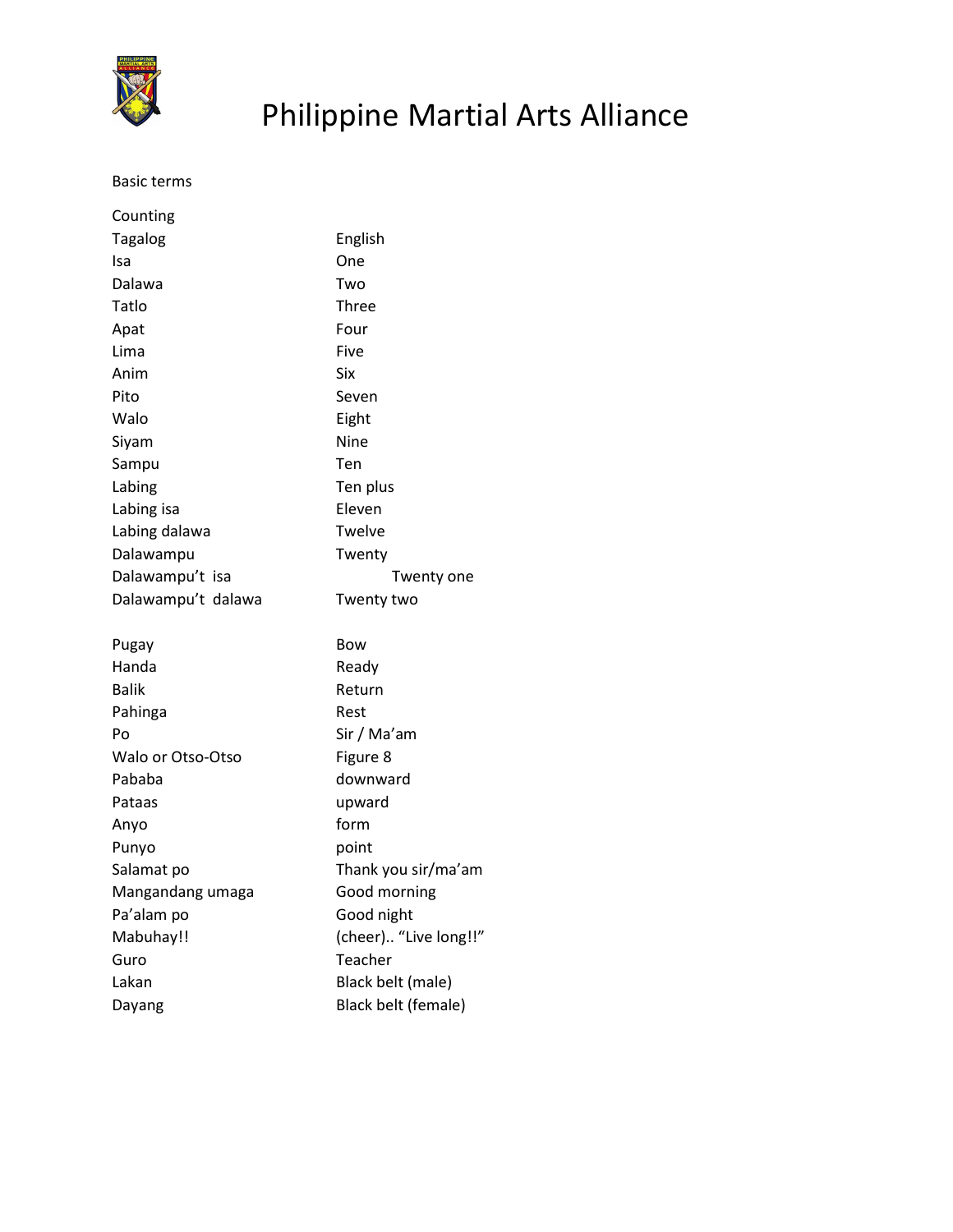# Philippine Martial Arts Alliance

Basic terms

Counting

| Tagalog | English |
| --- | --- |
| Isa | One |
| Dalawa | Two |
| Tatlo | Three |
| Apat | Four |
| Lima | Five |
| Anim | Six |
| Pito | Seven |
| Walo | Eight |
| Siyam | Nine |
| Sampu | Ten |
| Labing | Ten plus |
| Labing isa | Eleven |
| Labing dalawa | Twelve |
| Dalawampu | Twenty |
| Dalawampu't isa | Twenty one |
| Dalawampu't dalawa | Twenty two |

| | |
| --- | --- |
| Pugay | Bow |
| Handa | Ready |
| Balik | Return |
| Pahinga | Rest |
| Po | Sir / Ma'am |
| Walo or Otso-Otso | Figure 8 |
| Pababa | downward |
| Pataas | upward |
| Anyo | form |
| Punyo | point |
| Salamat po | Thank you sir/ma'am |
| Mangandang umaga | Good morning |
| Pa'alam po | Good night |
| Mabuhay!! | (cheer).. "Live long!!" |
| Guro | Teacher |
| Lakan | Black belt (male) |
| Dayang | Black belt (female) |